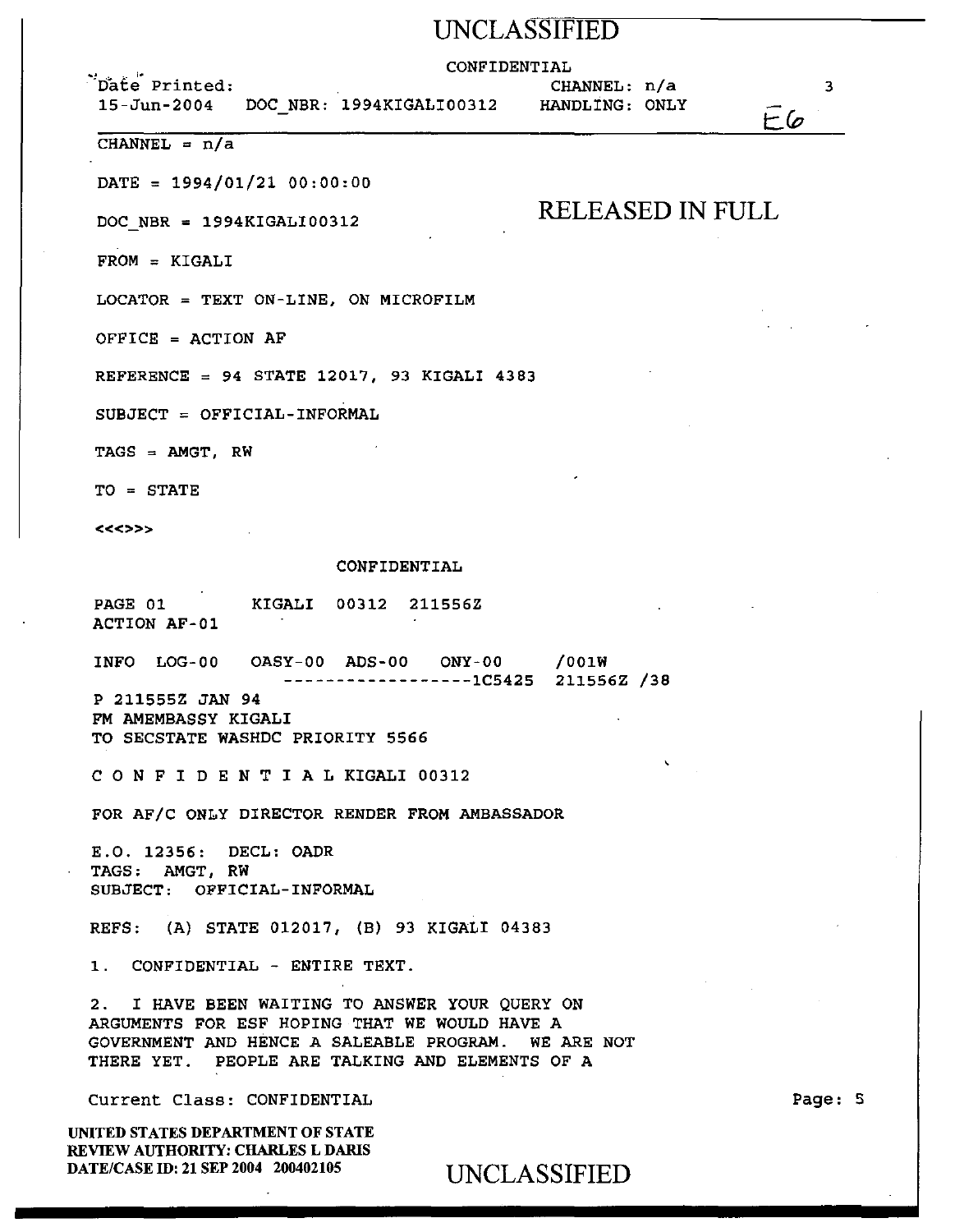UNCLASSIFIED

CONFIDENTIAL

Date Printed: 15-Jun-2004 DOC_NBR: 1994KIGALI00312 CHANNEL: n/a HANDLING: ONLY

E6

CHANNEL = n/a

DATE = 1994/01/21 00:00:00

RELEASED IN FULL

DOC_NBR = 1994KIGALI00312

FROM = KIGALI

LOCATOR = TEXT ON-LINE, ON MICROFILM

OFFICE = ACTION AF

REFERENCE = 94 STATE 12017, 93 KIGALI 4383

SUBJECT = OFFICIAL-INFORMAL

TAGS = AMGT, RW

TO = STATE

<<<>>>

CONFIDENTIAL

PAGE 01 KIGALI 00312 211556Z
ACTION AF-01

INFO LOG-00 OASY-00 ADS-00 ONY-00 /001W
------------------1C5425 211556Z /38

P 211555Z JAN 94
FM AMEMBASSY KIGALI
TO SECSTATE WASHDC PRIORITY 5566

C O N F I D E N T I A L KIGALI 00312

FOR AF/C ONLY DIRECTOR RENDER FROM AMBASSADOR

E.O. 12356: DECL: OADR
TAGS: AMGT, RW
SUBJECT: OFFICIAL-INFORMAL

REFS: (A) STATE 012017, (B) 93 KIGALI 04383

1. CONFIDENTIAL - ENTIRE TEXT.

2. I HAVE BEEN WAITING TO ANSWER YOUR QUERY ON ARGUMENTS FOR ESF HOPING THAT WE WOULD HAVE A GOVERNMENT AND HENCE A SALEABLE PROGRAM. WE ARE NOT THERE YET. PEOPLE ARE TALKING AND ELEMENTS OF A

Current Class: CONFIDENTIAL

UNITED STATES DEPARTMENT OF STATE
REVIEW AUTHORITY: CHARLES L DARIS
DATE/CASE ID: 21 SEP 2004 200402105

UNCLASSIFIED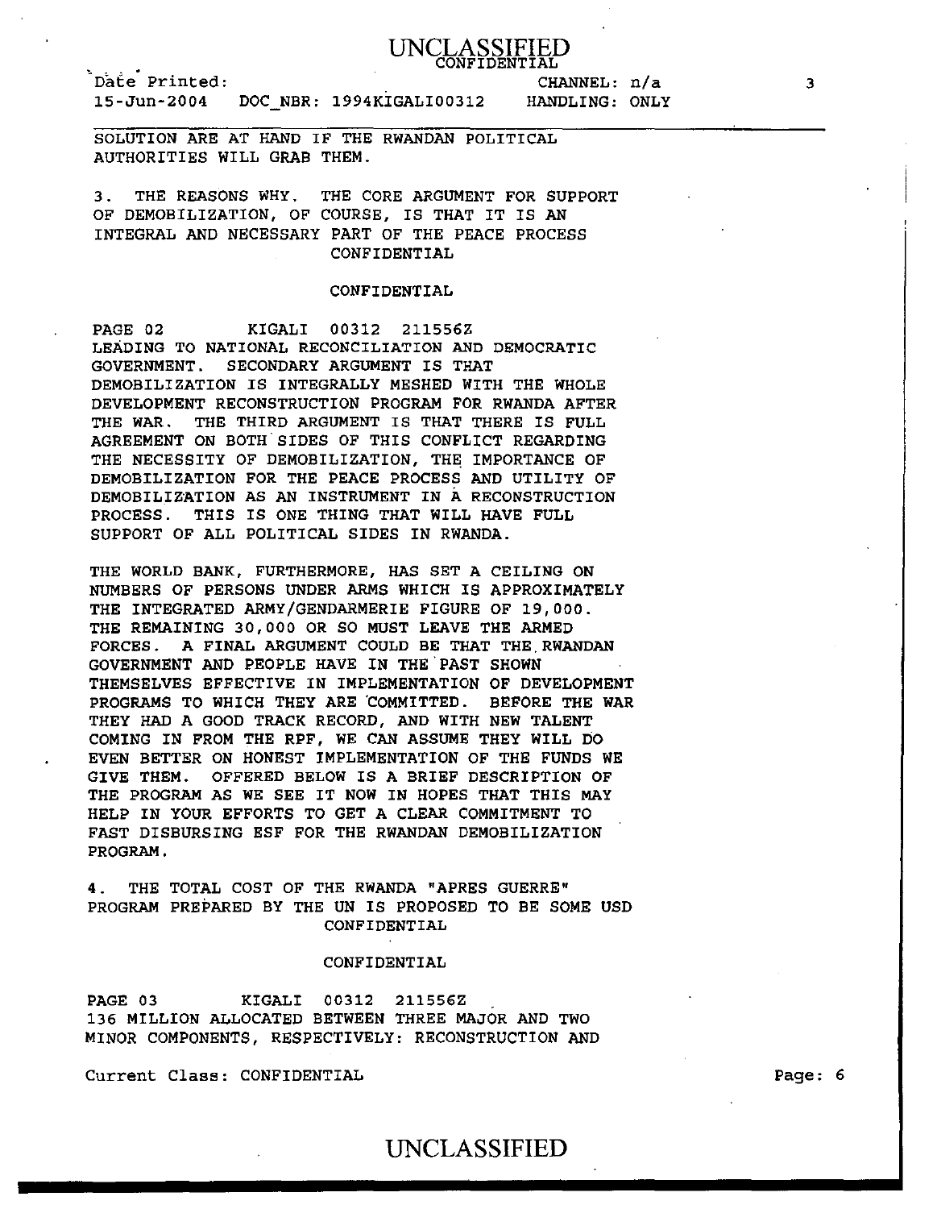SOLUTION ARE AT HAND IF THE RWANDAN POLITICAL AUTHORITIES WILL GRAB THEM.

3. THE REASONS WHY. THE CORE ARGUMENT FOR SUPPORT OF DEMOBILIZATION, OF COURSE, IS THAT IT IS AN INTEGRAL AND NECESSARY PART OF THE PEACE PROCESS

CONFIDENTIAL

CONFIDENTIAL

PAGE 02 KIGALI 00312 211556Z

LEADING TO NATIONAL RECONCILIATION AND DEMOCRATIC GOVERNMENT. SECONDARY ARGUMENT IS THAT DEMOBILIZATION IS INTEGRALLY MESHED WITH THE WHOLE DEVELOPMENT RECONSTRUCTION PROGRAM FOR RWANDA AFTER THE WAR. THE THIRD ARGUMENT IS THAT THERE IS FULL AGREEMENT ON BOTH SIDES OF THIS CONFLICT REGARDING THE NECESSITY OF DEMOBILIZATION, THE IMPORTANCE OF DEMOBILIZATION FOR THE PEACE PROCESS AND UTILITY OF DEMOBILIZATION AS AN INSTRUMENT IN A RECONSTRUCTION PROCESS. THIS IS ONE THING THAT WILL HAVE FULL SUPPORT OF ALL POLITICAL SIDES IN RWANDA.

THE WORLD BANK, FURTHERMORE, HAS SET A CEILING ON NUMBERS OF PERSONS UNDER ARMS WHICH IS APPROXIMATELY THE INTEGRATED ARMY/GENDARMERIE FIGURE OF 19,000. THE REMAINING 30,000 OR SO MUST LEAVE THE ARMED FORCES. A FINAL ARGUMENT COULD BE THAT THE RWANDAN GOVERNMENT AND PEOPLE HAVE IN THE PAST SHOWN THEMSELVES EFFECTIVE IN IMPLEMENTATION OF DEVELOPMENT PROGRAMS TO WHICH THEY ARE COMMITTED. BEFORE THE WAR THEY HAD A GOOD TRACK RECORD, AND WITH NEW TALENT COMING IN FROM THE RPF, WE CAN ASSUME THEY WILL DO EVEN BETTER ON HONEST IMPLEMENTATION OF THE FUNDS WE GIVE THEM. OFFERED BELOW IS A BRIEF DESCRIPTION OF THE PROGRAM AS WE SEE IT NOW IN HOPES THAT THIS MAY HELP IN YOUR EFFORTS TO GET A CLEAR COMMITMENT TO FAST DISBURSING ESF FOR THE RWANDAN DEMOBILIZATION PROGRAM.

4. THE TOTAL COST OF THE RWANDA "APRES GUERRE" PROGRAM PREPARED BY THE UN IS PROPOSED TO BE SOME USD

CONFIDENTIAL

CONFIDENTIAL

PAGE 03 KIGALI 00312 211556Z

136 MILLION ALLOCATED BETWEEN THREE MAJOR AND TWO MINOR COMPONENTS, RESPECTIVELY: RECONSTRUCTION AND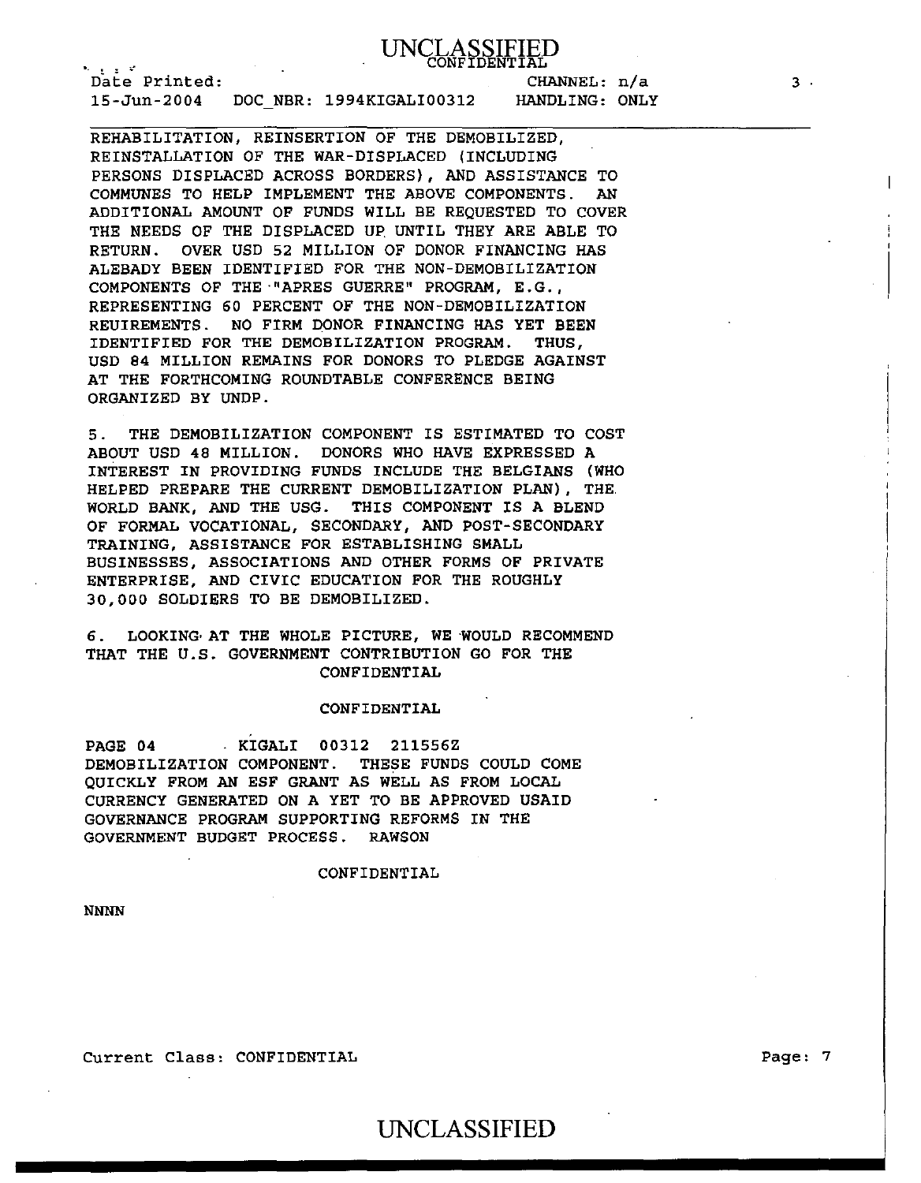REHABILITATION, REINSERTION OF THE DEMOBILIZED, REINSTALLATION OF THE WAR-DISPLACED (INCLUDING PERSONS DISPLACED ACROSS BORDERS), AND ASSISTANCE TO COMMUNES TO HELP IMPLEMENT THE ABOVE COMPONENTS. AN ADDITIONAL AMOUNT OF FUNDS WILL BE REQUESTED TO COVER THE NEEDS OF THE DISPLACED UP UNTIL THEY ARE ABLE TO RETURN. OVER USD 52 MILLION OF DONOR FINANCING HAS ALEBADY BEEN IDENTIFIED FOR THE NON-DEMOBILIZATION COMPONENTS OF THE "APRES GUERRE" PROGRAM, E.G., REPRESENTING 60 PERCENT OF THE NON-DEMOBILIZATION REUIREMENTS. NO FIRM DONOR FINANCING HAS YET BEEN IDENTIFIED FOR THE DEMOBILIZATION PROGRAM. THUS, USD 84 MILLION REMAINS FOR DONORS TO PLEDGE AGAINST AT THE FORTHCOMING ROUNDTABLE CONFERENCE BEING ORGANIZED BY UNDP.

5. THE DEMOBILIZATION COMPONENT IS ESTIMATED TO COST ABOUT USD 48 MILLION. DONORS WHO HAVE EXPRESSED A INTEREST IN PROVIDING FUNDS INCLUDE THE BELGIANS (WHO HELPED PREPARE THE CURRENT DEMOBILIZATION PLAN), THE WORLD BANK, AND THE USG. THIS COMPONENT IS A BLEND OF FORMAL VOCATIONAL, SECONDARY, AND POST-SECONDARY TRAINING, ASSISTANCE FOR ESTABLISHING SMALL BUSINESSES, ASSOCIATIONS AND OTHER FORMS OF PRIVATE ENTERPRISE, AND CIVIC EDUCATION FOR THE ROUGHLY 30,000 SOLDIERS TO BE DEMOBILIZED.

6. LOOKING AT THE WHOLE PICTURE, WE WOULD RECOMMEND THAT THE U.S. GOVERNMENT CONTRIBUTION GO FOR THE

CONFIDENTIAL

CONFIDENTIAL

PAGE 04 KIGALI 00312 211556Z

DEMOBILIZATION COMPONENT. THESE FUNDS COULD COME QUICKLY FROM AN ESF GRANT AS WELL AS FROM LOCAL CURRENCY GENERATED ON A YET TO BE APPROVED USAID GOVERNANCE PROGRAM SUPPORTING REFORMS IN THE GOVERNMENT BUDGET PROCESS. RAWSON

CONFIDENTIAL

NNNN